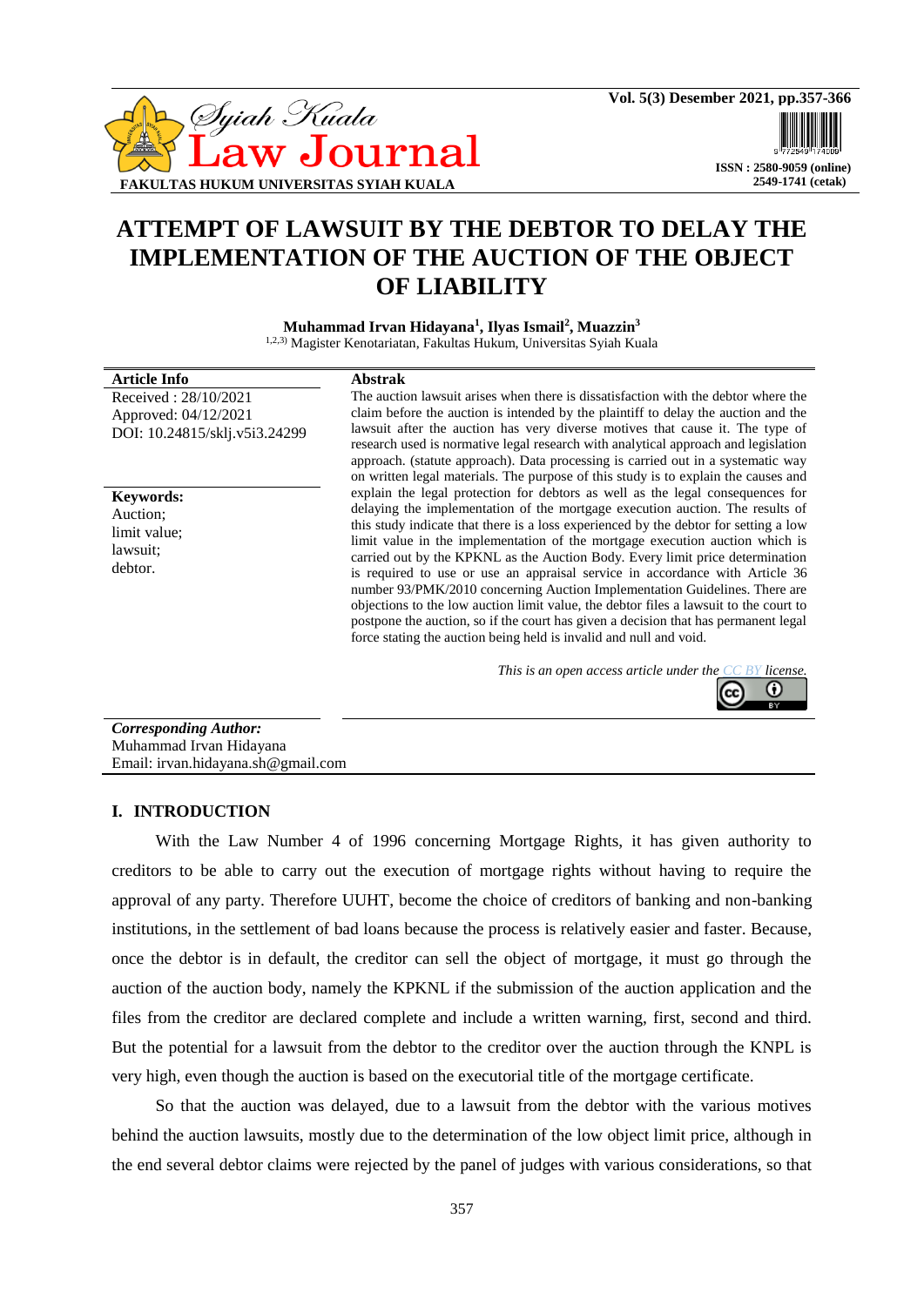# ATTEMPT OF LAWSUIT BY THE DEBTOR TO DELAY THE IMPLEMENTATION OF THE AUCTION OF THE OBJECT OF LIABILITY

**Muhammad Irvan Hidayana[1], Ilyas Ismail[2], Muazzin[3]**

[1,2,3] Magister Kenotariatan, Fakultas Hukum, Universitas Syiah Kuala

**Article Info**

Received : 28/10/2021
Approved: 04/12/2021
DOI: 10.24815/sklj.v5i3.24299

**Keywords:**
Auction;
limit value;
lawsuit;
debtor.

**Abstrak**

The auction lawsuit arises when there is dissatisfaction with the debtor where the claim before the auction is intended by the plaintiff to delay the auction and the lawsuit after the auction has very diverse motives that cause it. The type of research used is normative legal research with analytical approach and legislation approach. (statute approach). Data processing is carried out in a systematic way on written legal materials. The purpose of this study is to explain the causes and explain the legal protection for debtors as well as the legal consequences for delaying the implementation of the mortgage execution auction. The results of this study indicate that there is a loss experienced by the debtor for setting a low limit value in the implementation of the mortgage execution auction which is carried out by the KPKNL as the Auction Body. Every limit price determination is required to use or use an appraisal service in accordance with Article 36 number 93/PMK/2010 concerning Auction Implementation Guidelines. There are objections to the low auction limit value, the debtor files a lawsuit to the court to postpone the auction, so if the court has given a decision that has permanent legal force stating the auction being held is invalid and null and void.

*This is an open access article under the CC BY license.*

***Corresponding Author:***
Muhammad Irvan Hidayana
Email: irvan.hidayana.sh@gmail.com

## I. INTRODUCTION

With the Law Number 4 of 1996 concerning Mortgage Rights, it has given authority to creditors to be able to carry out the execution of mortgage rights without having to require the approval of any party. Therefore UUHT, become the choice of creditors of banking and non-banking institutions, in the settlement of bad loans because the process is relatively easier and faster. Because, once the debtor is in default, the creditor can sell the object of mortgage, it must go through the auction of the auction body, namely the KPKNL if the submission of the auction application and the files from the creditor are declared complete and include a written warning, first, second and third. But the potential for a lawsuit from the debtor to the creditor over the auction through the KNPL is very high, even though the auction is based on the executorial title of the mortgage certificate.

So that the auction was delayed, due to a lawsuit from the debtor with the various motives behind the auction lawsuits, mostly due to the determination of the low object limit price, although in the end several debtor claims were rejected by the panel of judges with various considerations, so that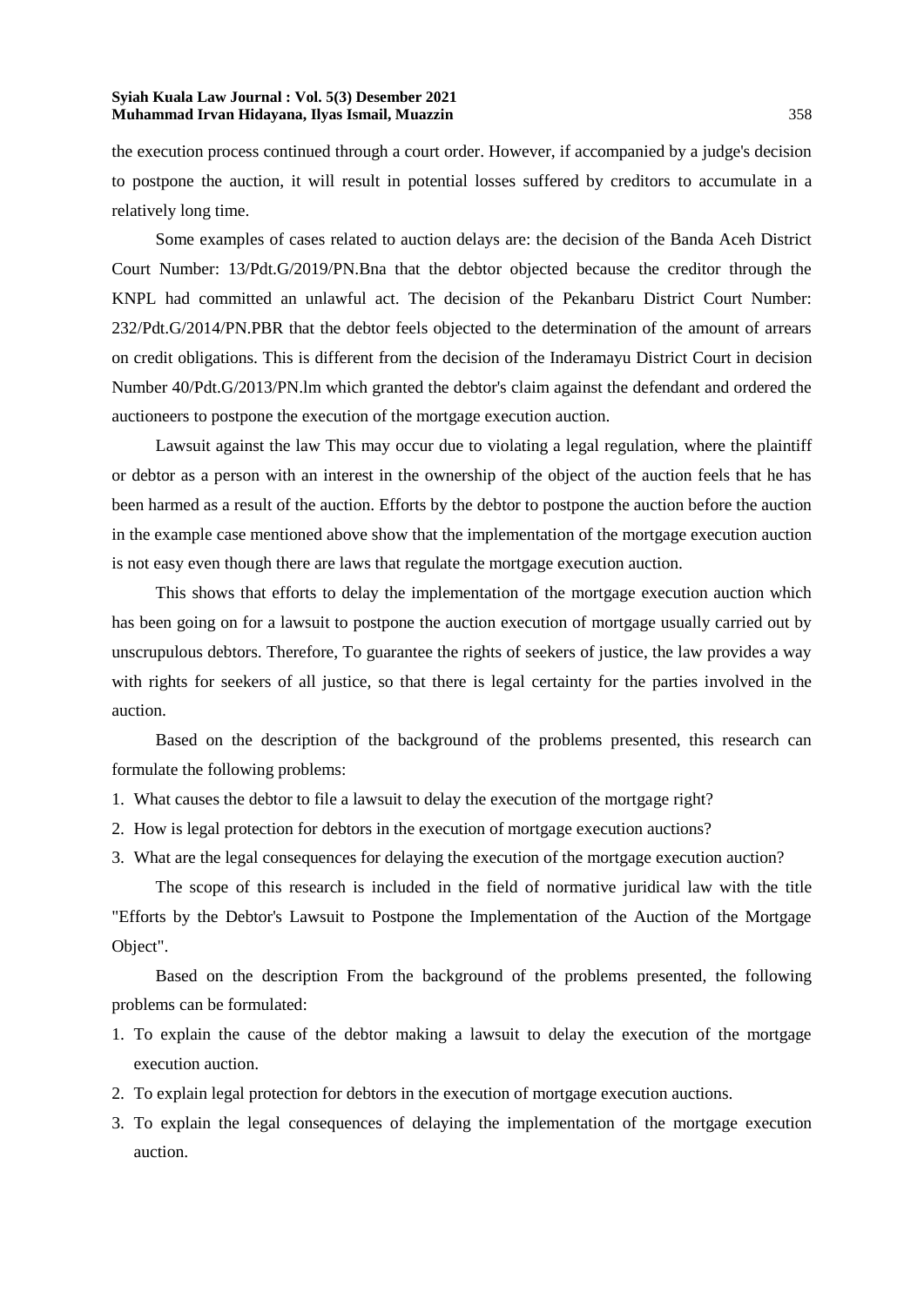the execution process continued through a court order. However, if accompanied by a judge's decision to postpone the auction, it will result in potential losses suffered by creditors to accumulate in a relatively long time.

Some examples of cases related to auction delays are: the decision of the Banda Aceh District Court Number: 13/Pdt.G/2019/PN.Bna that the debtor objected because the creditor through the KNPL had committed an unlawful act. The decision of the Pekanbaru District Court Number: 232/Pdt.G/2014/PN.PBR that the debtor feels objected to the determination of the amount of arrears on credit obligations. This is different from the decision of the Inderamayu District Court in decision Number 40/Pdt.G/2013/PN.lm which granted the debtor's claim against the defendant and ordered the auctioneers to postpone the execution of the mortgage execution auction.

Lawsuit against the law This may occur due to violating a legal regulation, where the plaintiff or debtor as a person with an interest in the ownership of the object of the auction feels that he has been harmed as a result of the auction. Efforts by the debtor to postpone the auction before the auction in the example case mentioned above show that the implementation of the mortgage execution auction is not easy even though there are laws that regulate the mortgage execution auction.

This shows that efforts to delay the implementation of the mortgage execution auction which has been going on for a lawsuit to postpone the auction execution of mortgage usually carried out by unscrupulous debtors. Therefore, To guarantee the rights of seekers of justice, the law provides a way with rights for seekers of all justice, so that there is legal certainty for the parties involved in the auction.

Based on the description of the background of the problems presented, this research can formulate the following problems:

1. What causes the debtor to file a lawsuit to delay the execution of the mortgage right?
2. How is legal protection for debtors in the execution of mortgage execution auctions?
3. What are the legal consequences for delaying the execution of the mortgage execution auction?

The scope of this research is included in the field of normative juridical law with the title "Efforts by the Debtor's Lawsuit to Postpone the Implementation of the Auction of the Mortgage Object".

Based on the description From the background of the problems presented, the following problems can be formulated:

1. To explain the cause of the debtor making a lawsuit to delay the execution of the mortgage execution auction.
2. To explain legal protection for debtors in the execution of mortgage execution auctions.
3. To explain the legal consequences of delaying the implementation of the mortgage execution auction.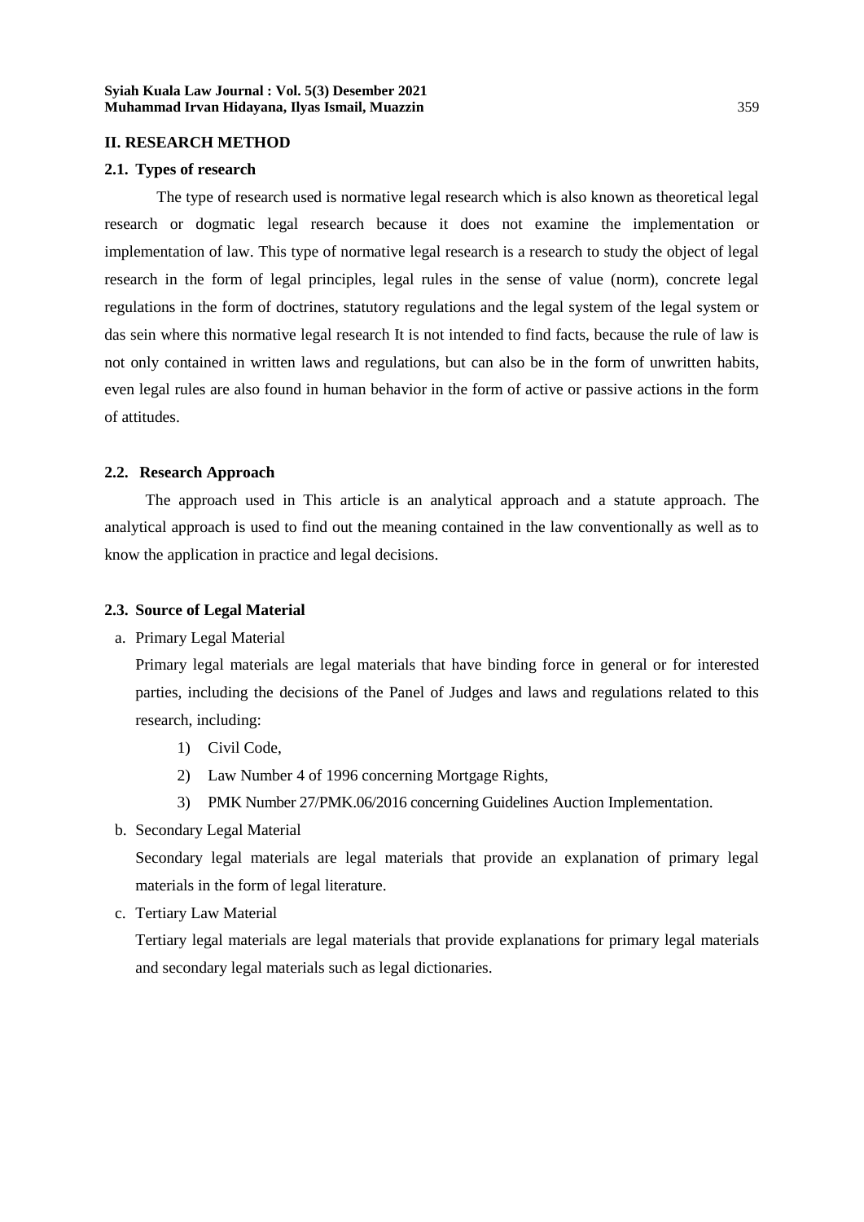## II. RESEARCH METHOD

### 2.1. Types of research

The type of research used is normative legal research which is also known as theoretical legal research or dogmatic legal research because it does not examine the implementation or implementation of law. This type of normative legal research is a research to study the object of legal research in the form of legal principles, legal rules in the sense of value (norm), concrete legal regulations in the form of doctrines, statutory regulations and the legal system of the legal system or das sein where this normative legal research It is not intended to find facts, because the rule of law is not only contained in written laws and regulations, but can also be in the form of unwritten habits, even legal rules are also found in human behavior in the form of active or passive actions in the form of attitudes.

### 2.2. Research Approach

The approach used in This article is an analytical approach and a statute approach. The analytical approach is used to find out the meaning contained in the law conventionally as well as to know the application in practice and legal decisions.

### 2.3. Source of Legal Material

a. Primary Legal Material

Primary legal materials are legal materials that have binding force in general or for interested parties, including the decisions of the Panel of Judges and laws and regulations related to this research, including:

1) Civil Code,
2) Law Number 4 of 1996 concerning Mortgage Rights,
3) PMK Number 27/PMK.06/2016 concerning Guidelines Auction Implementation.

b. Secondary Legal Material

Secondary legal materials are legal materials that provide an explanation of primary legal materials in the form of legal literature.

c. Tertiary Law Material

Tertiary legal materials are legal materials that provide explanations for primary legal materials and secondary legal materials such as legal dictionaries.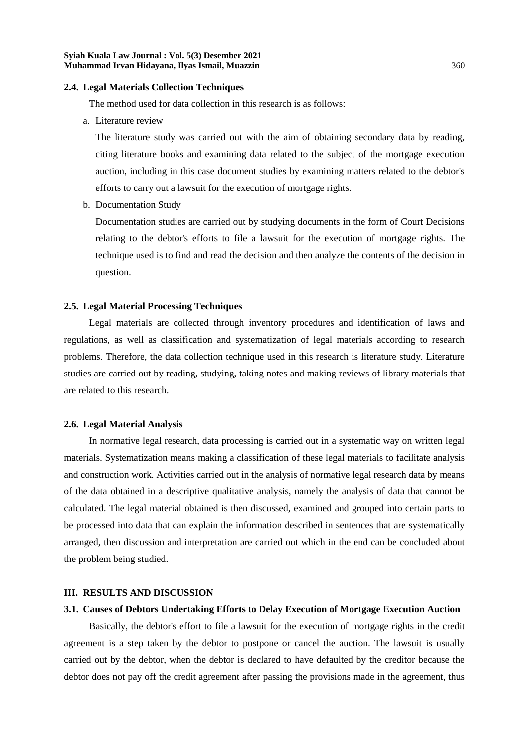### 2.4. Legal Materials Collection Techniques

The method used for data collection in this research is as follows:

a. Literature review

   The literature study was carried out with the aim of obtaining secondary data by reading, citing literature books and examining data related to the subject of the mortgage execution auction, including in this case document studies by examining matters related to the debtor's efforts to carry out a lawsuit for the execution of mortgage rights.

b. Documentation Study

   Documentation studies are carried out by studying documents in the form of Court Decisions relating to the debtor's efforts to file a lawsuit for the execution of mortgage rights. The technique used is to find and read the decision and then analyze the contents of the decision in question.

### 2.5. Legal Material Processing Techniques

Legal materials are collected through inventory procedures and identification of laws and regulations, as well as classification and systematization of legal materials according to research problems. Therefore, the data collection technique used in this research is literature study. Literature studies are carried out by reading, studying, taking notes and making reviews of library materials that are related to this research.

### 2.6. Legal Material Analysis

In normative legal research, data processing is carried out in a systematic way on written legal materials. Systematization means making a classification of these legal materials to facilitate analysis and construction work. Activities carried out in the analysis of normative legal research data by means of the data obtained in a descriptive qualitative analysis, namely the analysis of data that cannot be calculated. The legal material obtained is then discussed, examined and grouped into certain parts to be processed into data that can explain the information described in sentences that are systematically arranged, then discussion and interpretation are carried out which in the end can be concluded about the problem being studied.

## III. RESULTS AND DISCUSSION

### 3.1. Causes of Debtors Undertaking Efforts to Delay Execution of Mortgage Execution Auction

Basically, the debtor's effort to file a lawsuit for the execution of mortgage rights in the credit agreement is a step taken by the debtor to postpone or cancel the auction. The lawsuit is usually carried out by the debtor, when the debtor is declared to have defaulted by the creditor because the debtor does not pay off the credit agreement after passing the provisions made in the agreement, thus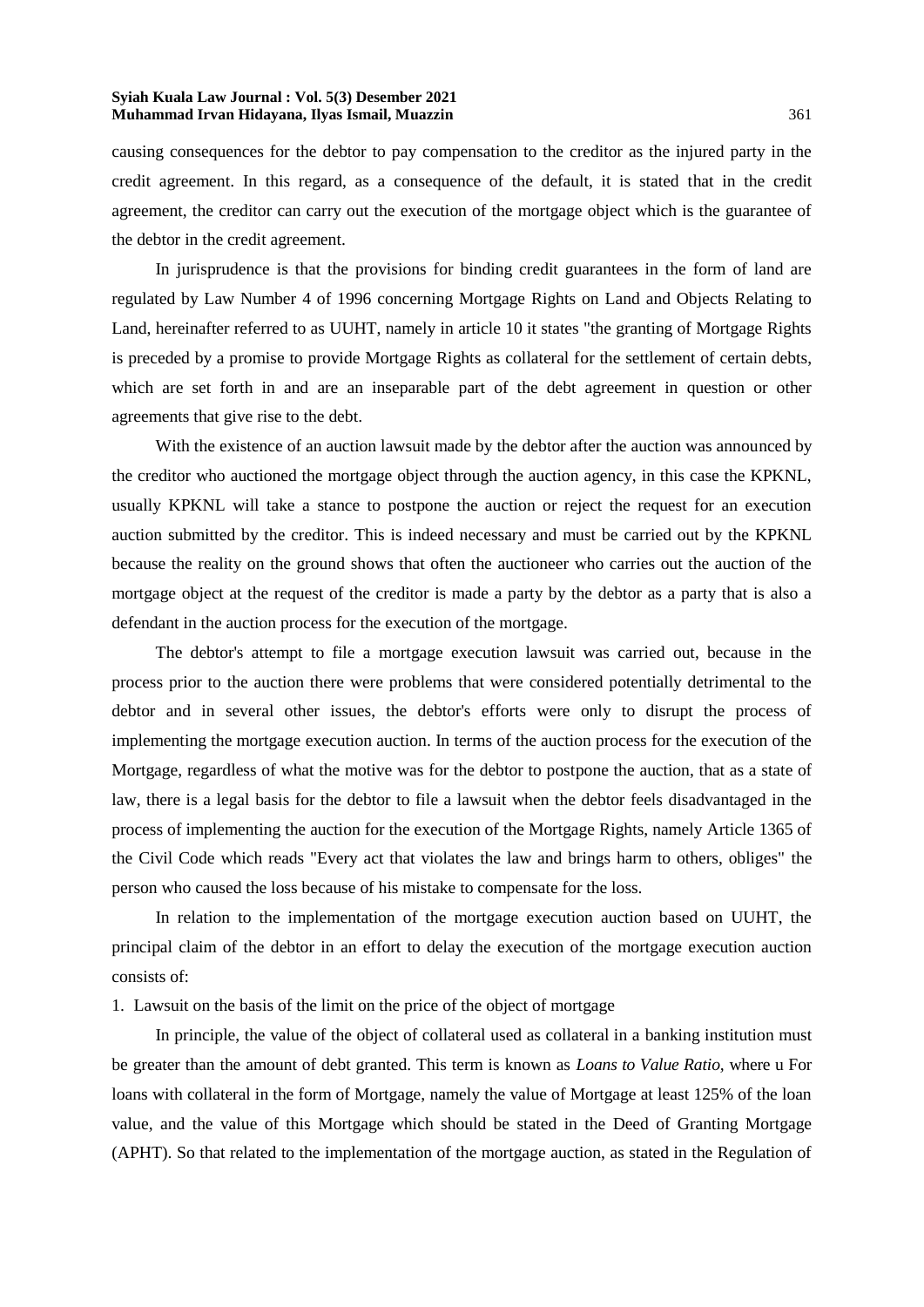causing consequences for the debtor to pay compensation to the creditor as the injured party in the credit agreement. In this regard, as a consequence of the default, it is stated that in the credit agreement, the creditor can carry out the execution of the mortgage object which is the guarantee of the debtor in the credit agreement.

In jurisprudence is that the provisions for binding credit guarantees in the form of land are regulated by Law Number 4 of 1996 concerning Mortgage Rights on Land and Objects Relating to Land, hereinafter referred to as UUHT, namely in article 10 it states "the granting of Mortgage Rights is preceded by a promise to provide Mortgage Rights as collateral for the settlement of certain debts, which are set forth in and are an inseparable part of the debt agreement in question or other agreements that give rise to the debt.

With the existence of an auction lawsuit made by the debtor after the auction was announced by the creditor who auctioned the mortgage object through the auction agency, in this case the KPKNL, usually KPKNL will take a stance to postpone the auction or reject the request for an execution auction submitted by the creditor. This is indeed necessary and must be carried out by the KPKNL because the reality on the ground shows that often the auctioneer who carries out the auction of the mortgage object at the request of the creditor is made a party by the debtor as a party that is also a defendant in the auction process for the execution of the mortgage.

The debtor's attempt to file a mortgage execution lawsuit was carried out, because in the process prior to the auction there were problems that were considered potentially detrimental to the debtor and in several other issues, the debtor's efforts were only to disrupt the process of implementing the mortgage execution auction. In terms of the auction process for the execution of the Mortgage, regardless of what the motive was for the debtor to postpone the auction, that as a state of law, there is a legal basis for the debtor to file a lawsuit when the debtor feels disadvantaged in the process of implementing the auction for the execution of the Mortgage Rights, namely Article 1365 of the Civil Code which reads "Every act that violates the law and brings harm to others, obliges" the person who caused the loss because of his mistake to compensate for the loss.

In relation to the implementation of the mortgage execution auction based on UUHT, the principal claim of the debtor in an effort to delay the execution of the mortgage execution auction consists of:

1. Lawsuit on the basis of the limit on the price of the object of mortgage

In principle, the value of the object of collateral used as collateral in a banking institution must be greater than the amount of debt granted. This term is known as *Loans to Value Ratio,* where u For loans with collateral in the form of Mortgage, namely the value of Mortgage at least 125% of the loan value, and the value of this Mortgage which should be stated in the Deed of Granting Mortgage (APHT). So that related to the implementation of the mortgage auction, as stated in the Regulation of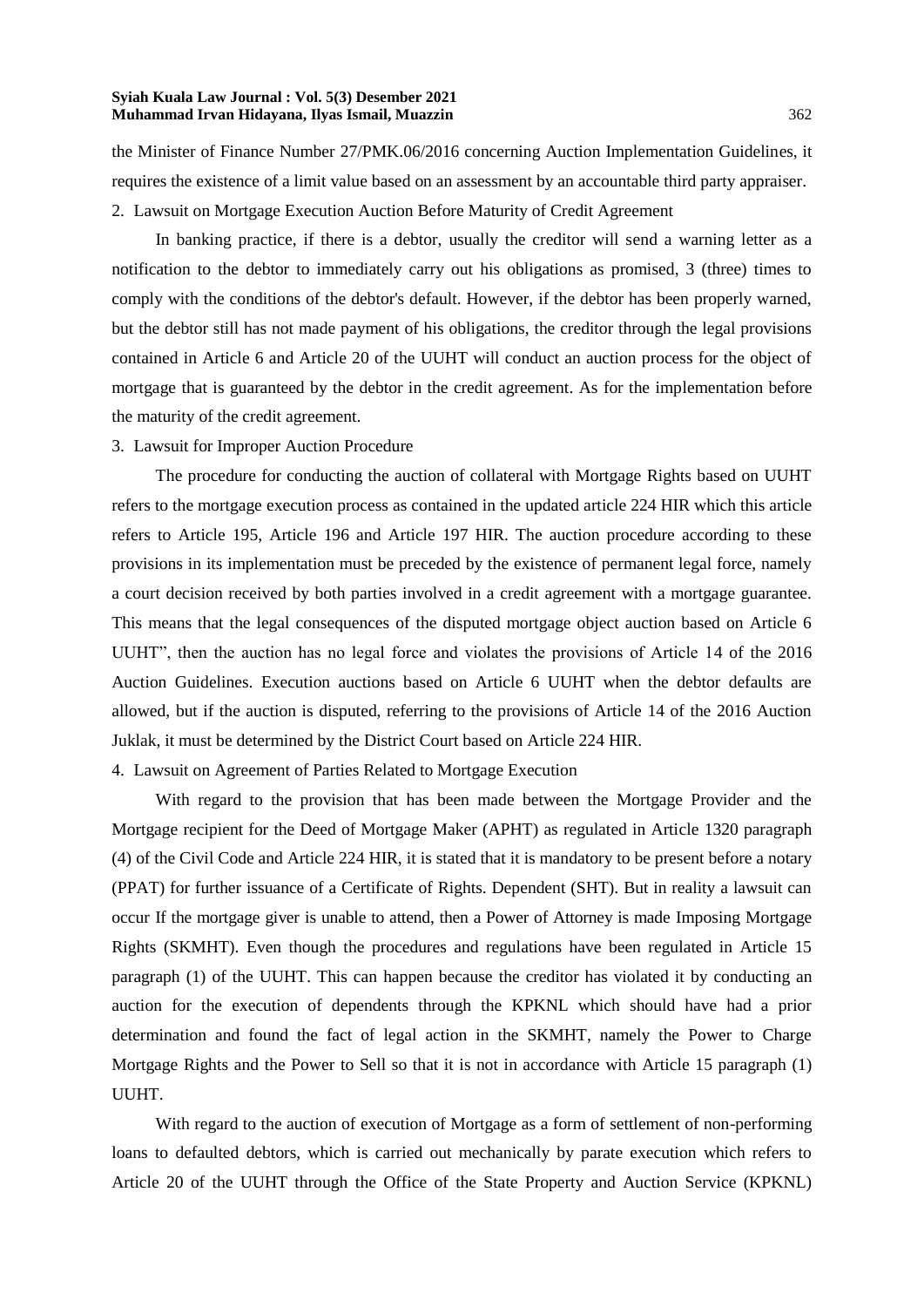the Minister of Finance Number 27/PMK.06/2016 concerning Auction Implementation Guidelines, it requires the existence of a limit value based on an assessment by an accountable third party appraiser.

2. Lawsuit on Mortgage Execution Auction Before Maturity of Credit Agreement

In banking practice, if there is a debtor, usually the creditor will send a warning letter as a notification to the debtor to immediately carry out his obligations as promised, 3 (three) times to comply with the conditions of the debtor's default. However, if the debtor has been properly warned, but the debtor still has not made payment of his obligations, the creditor through the legal provisions contained in Article 6 and Article 20 of the UUHT will conduct an auction process for the object of mortgage that is guaranteed by the debtor in the credit agreement. As for the implementation before the maturity of the credit agreement.

3. Lawsuit for Improper Auction Procedure

The procedure for conducting the auction of collateral with Mortgage Rights based on UUHT refers to the mortgage execution process as contained in the updated article 224 HIR which this article refers to Article 195, Article 196 and Article 197 HIR. The auction procedure according to these provisions in its implementation must be preceded by the existence of permanent legal force, namely a court decision received by both parties involved in a credit agreement with a mortgage guarantee. This means that the legal consequences of the disputed mortgage object auction based on Article 6 UUHT", then the auction has no legal force and violates the provisions of Article 14 of the 2016 Auction Guidelines. Execution auctions based on Article 6 UUHT when the debtor defaults are allowed, but if the auction is disputed, referring to the provisions of Article 14 of the 2016 Auction Juklak, it must be determined by the District Court based on Article 224 HIR.

4. Lawsuit on Agreement of Parties Related to Mortgage Execution

With regard to the provision that has been made between the Mortgage Provider and the Mortgage recipient for the Deed of Mortgage Maker (APHT) as regulated in Article 1320 paragraph (4) of the Civil Code and Article 224 HIR, it is stated that it is mandatory to be present before a notary (PPAT) for further issuance of a Certificate of Rights. Dependent (SHT). But in reality a lawsuit can occur If the mortgage giver is unable to attend, then a Power of Attorney is made Imposing Mortgage Rights (SKMHT). Even though the procedures and regulations have been regulated in Article 15 paragraph (1) of the UUHT. This can happen because the creditor has violated it by conducting an auction for the execution of dependents through the KPKNL which should have had a prior determination and found the fact of legal action in the SKMHT, namely the Power to Charge Mortgage Rights and the Power to Sell so that it is not in accordance with Article 15 paragraph (1) UUHT.

With regard to the auction of execution of Mortgage as a form of settlement of non-performing loans to defaulted debtors, which is carried out mechanically by parate execution which refers to Article 20 of the UUHT through the Office of the State Property and Auction Service (KPKNL)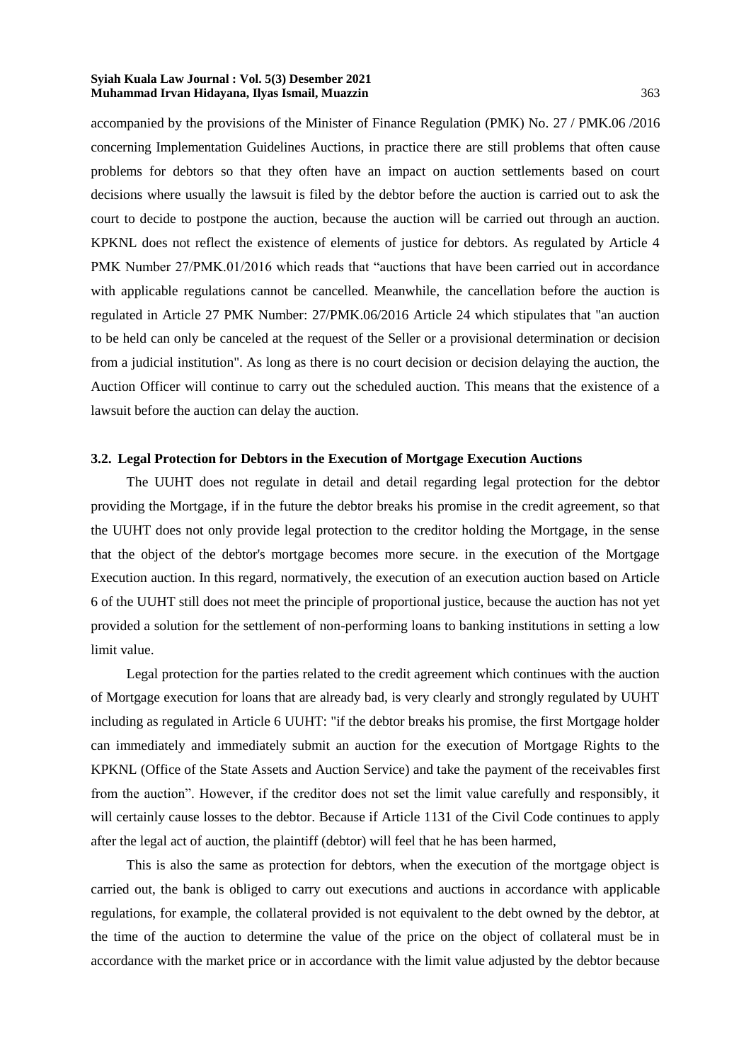accompanied by the provisions of the Minister of Finance Regulation (PMK) No. 27 / PMK.06 /2016 concerning Implementation Guidelines Auctions, in practice there are still problems that often cause problems for debtors so that they often have an impact on auction settlements based on court decisions where usually the lawsuit is filed by the debtor before the auction is carried out to ask the court to decide to postpone the auction, because the auction will be carried out through an auction. KPKNL does not reflect the existence of elements of justice for debtors. As regulated by Article 4 PMK Number 27/PMK.01/2016 which reads that "auctions that have been carried out in accordance with applicable regulations cannot be cancelled. Meanwhile, the cancellation before the auction is regulated in Article 27 PMK Number: 27/PMK.06/2016 Article 24 which stipulates that "an auction to be held can only be canceled at the request of the Seller or a provisional determination or decision from a judicial institution". As long as there is no court decision or decision delaying the auction, the Auction Officer will continue to carry out the scheduled auction. This means that the existence of a lawsuit before the auction can delay the auction.

### 3.2. Legal Protection for Debtors in the Execution of Mortgage Execution Auctions

The UUHT does not regulate in detail and detail regarding legal protection for the debtor providing the Mortgage, if in the future the debtor breaks his promise in the credit agreement, so that the UUHT does not only provide legal protection to the creditor holding the Mortgage, in the sense that the object of the debtor's mortgage becomes more secure. in the execution of the Mortgage Execution auction. In this regard, normatively, the execution of an execution auction based on Article 6 of the UUHT still does not meet the principle of proportional justice, because the auction has not yet provided a solution for the settlement of non-performing loans to banking institutions in setting a low limit value.

Legal protection for the parties related to the credit agreement which continues with the auction of Mortgage execution for loans that are already bad, is very clearly and strongly regulated by UUHT including as regulated in Article 6 UUHT: "if the debtor breaks his promise, the first Mortgage holder can immediately and immediately submit an auction for the execution of Mortgage Rights to the KPKNL (Office of the State Assets and Auction Service) and take the payment of the receivables first from the auction". However, if the creditor does not set the limit value carefully and responsibly, it will certainly cause losses to the debtor. Because if Article 1131 of the Civil Code continues to apply after the legal act of auction, the plaintiff (debtor) will feel that he has been harmed,

This is also the same as protection for debtors, when the execution of the mortgage object is carried out, the bank is obliged to carry out executions and auctions in accordance with applicable regulations, for example, the collateral provided is not equivalent to the debt owned by the debtor, at the time of the auction to determine the value of the price on the object of collateral must be in accordance with the market price or in accordance with the limit value adjusted by the debtor because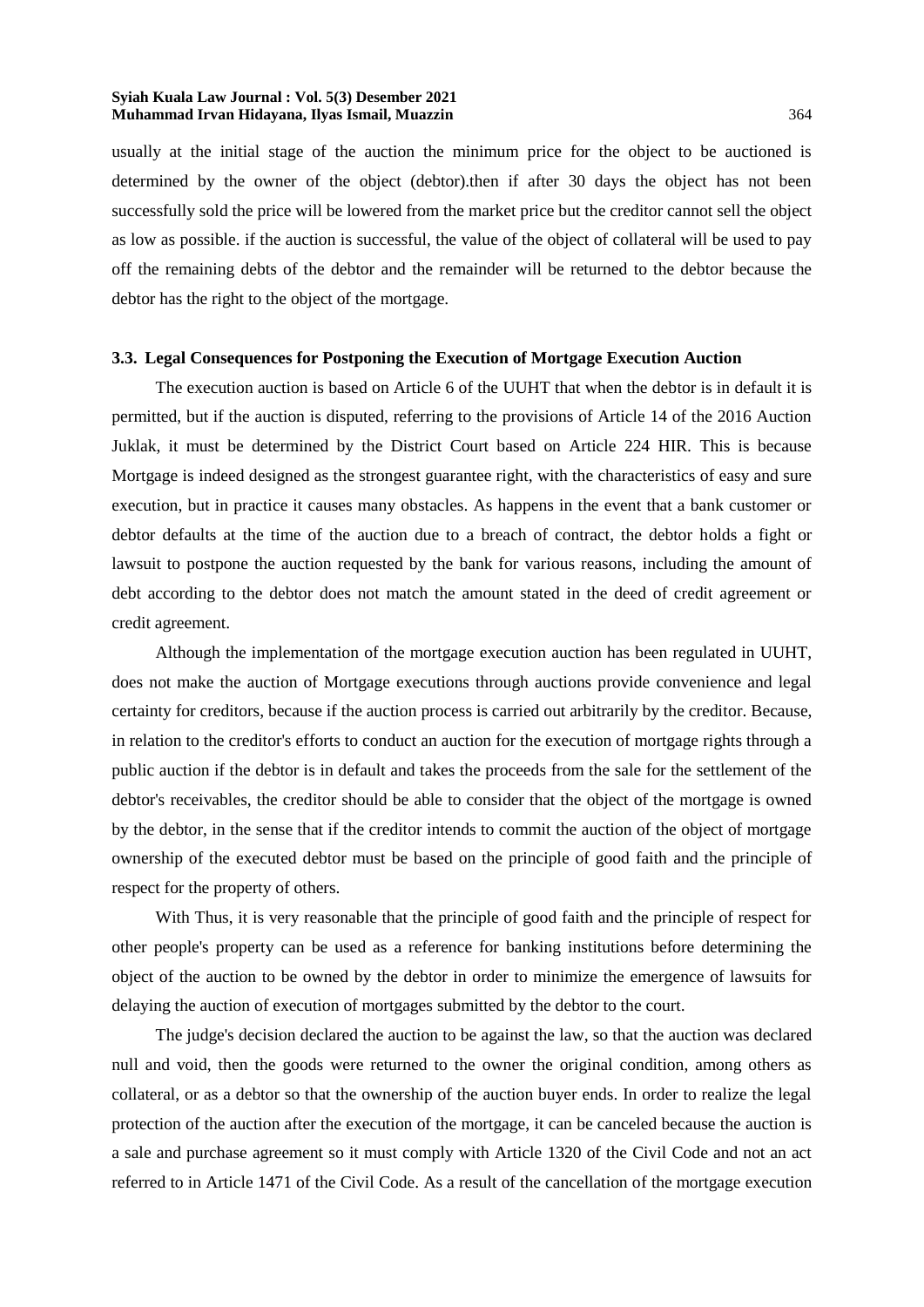usually at the initial stage of the auction the minimum price for the object to be auctioned is determined by the owner of the object (debtor).then if after 30 days the object has not been successfully sold the price will be lowered from the market price but the creditor cannot sell the object as low as possible. if the auction is successful, the value of the object of collateral will be used to pay off the remaining debts of the debtor and the remainder will be returned to the debtor because the debtor has the right to the object of the mortgage.

### 3.3. Legal Consequences for Postponing the Execution of Mortgage Execution Auction

The execution auction is based on Article 6 of the UUHT that when the debtor is in default it is permitted, but if the auction is disputed, referring to the provisions of Article 14 of the 2016 Auction Juklak, it must be determined by the District Court based on Article 224 HIR. This is because Mortgage is indeed designed as the strongest guarantee right, with the characteristics of easy and sure execution, but in practice it causes many obstacles. As happens in the event that a bank customer or debtor defaults at the time of the auction due to a breach of contract, the debtor holds a fight or lawsuit to postpone the auction requested by the bank for various reasons, including the amount of debt according to the debtor does not match the amount stated in the deed of credit agreement or credit agreement.

Although the implementation of the mortgage execution auction has been regulated in UUHT, does not make the auction of Mortgage executions through auctions provide convenience and legal certainty for creditors, because if the auction process is carried out arbitrarily by the creditor. Because, in relation to the creditor's efforts to conduct an auction for the execution of mortgage rights through a public auction if the debtor is in default and takes the proceeds from the sale for the settlement of the debtor's receivables, the creditor should be able to consider that the object of the mortgage is owned by the debtor, in the sense that if the creditor intends to commit the auction of the object of mortgage ownership of the executed debtor must be based on the principle of good faith and the principle of respect for the property of others.

With Thus, it is very reasonable that the principle of good faith and the principle of respect for other people's property can be used as a reference for banking institutions before determining the object of the auction to be owned by the debtor in order to minimize the emergence of lawsuits for delaying the auction of execution of mortgages submitted by the debtor to the court.

The judge's decision declared the auction to be against the law, so that the auction was declared null and void, then the goods were returned to the owner the original condition, among others as collateral, or as a debtor so that the ownership of the auction buyer ends. In order to realize the legal protection of the auction after the execution of the mortgage, it can be canceled because the auction is a sale and purchase agreement so it must comply with Article 1320 of the Civil Code and not an act referred to in Article 1471 of the Civil Code. As a result of the cancellation of the mortgage execution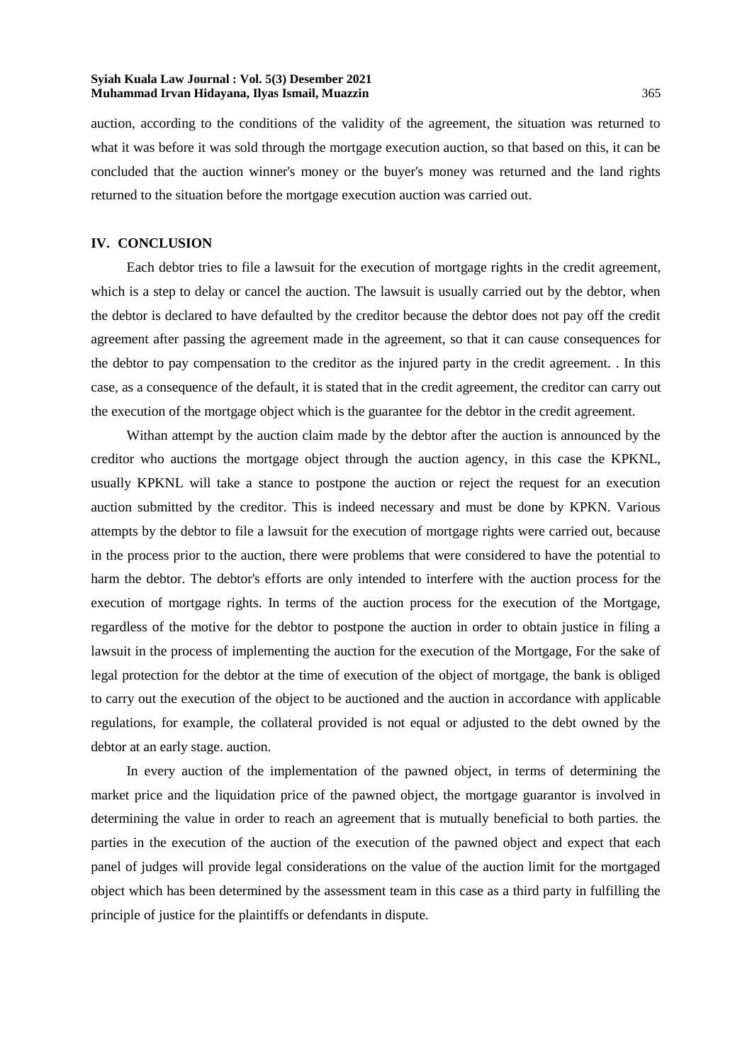auction, according to the conditions of the validity of the agreement, the situation was returned to what it was before it was sold through the mortgage execution auction, so that based on this, it can be concluded that the auction winner's money or the buyer's money was returned and the land rights returned to the situation before the mortgage execution auction was carried out.

## IV. CONCLUSION

Each debtor tries to file a lawsuit for the execution of mortgage rights in the credit agreement, which is a step to delay or cancel the auction. The lawsuit is usually carried out by the debtor, when the debtor is declared to have defaulted by the creditor because the debtor does not pay off the credit agreement after passing the agreement made in the agreement, so that it can cause consequences for the debtor to pay compensation to the creditor as the injured party in the credit agreement. . In this case, as a consequence of the default, it is stated that in the credit agreement, the creditor can carry out the execution of the mortgage object which is the guarantee for the debtor in the credit agreement.

Withan attempt by the auction claim made by the debtor after the auction is announced by the creditor who auctions the mortgage object through the auction agency, in this case the KPKNL, usually KPKNL will take a stance to postpone the auction or reject the request for an execution auction submitted by the creditor. This is indeed necessary and must be done by KPKN. Various attempts by the debtor to file a lawsuit for the execution of mortgage rights were carried out, because in the process prior to the auction, there were problems that were considered to have the potential to harm the debtor. The debtor's efforts are only intended to interfere with the auction process for the execution of mortgage rights. In terms of the auction process for the execution of the Mortgage, regardless of the motive for the debtor to postpone the auction in order to obtain justice in filing a lawsuit in the process of implementing the auction for the execution of the Mortgage, For the sake of legal protection for the debtor at the time of execution of the object of mortgage, the bank is obliged to carry out the execution of the object to be auctioned and the auction in accordance with applicable regulations, for example, the collateral provided is not equal or adjusted to the debt owned by the debtor at an early stage. auction.

In every auction of the implementation of the pawned object, in terms of determining the market price and the liquidation price of the pawned object, the mortgage guarantor is involved in determining the value in order to reach an agreement that is mutually beneficial to both parties. the parties in the execution of the auction of the execution of the pawned object and expect that each panel of judges will provide legal considerations on the value of the auction limit for the mortgaged object which has been determined by the assessment team in this case as a third party in fulfilling the principle of justice for the plaintiffs or defendants in dispute.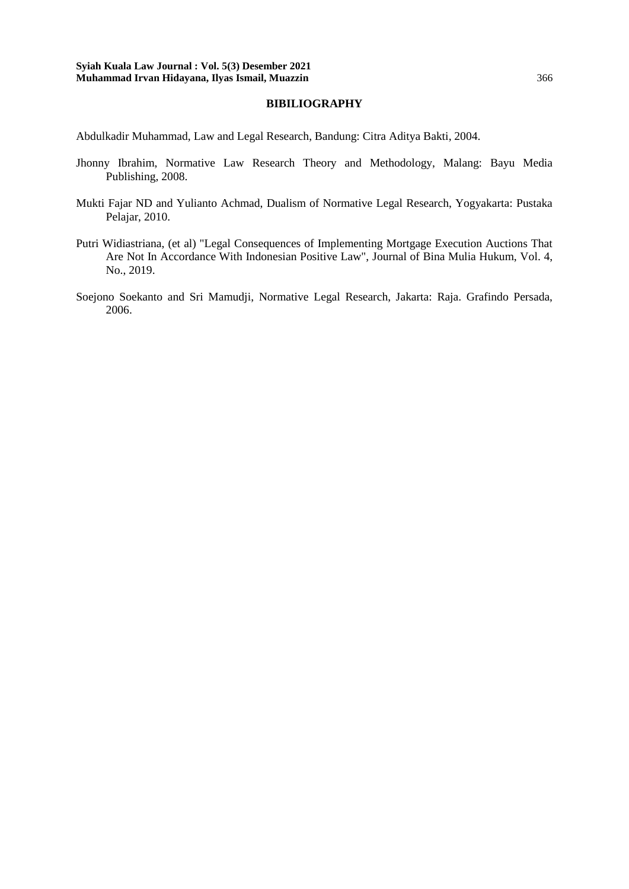## BIBILIOGRAPHY

Abdulkadir Muhammad, Law and Legal Research, Bandung: Citra Aditya Bakti, 2004.

Jhonny Ibrahim, Normative Law Research Theory and Methodology, Malang: Bayu Media Publishing, 2008.

Mukti Fajar ND and Yulianto Achmad, Dualism of Normative Legal Research, Yogyakarta: Pustaka Pelajar, 2010.

Putri Widiastriana, (et al) "Legal Consequences of Implementing Mortgage Execution Auctions That Are Not In Accordance With Indonesian Positive Law", Journal of Bina Mulia Hukum, Vol. 4, No., 2019.

Soejono Soekanto and Sri Mamudji, Normative Legal Research, Jakarta: Raja. Grafindo Persada, 2006.